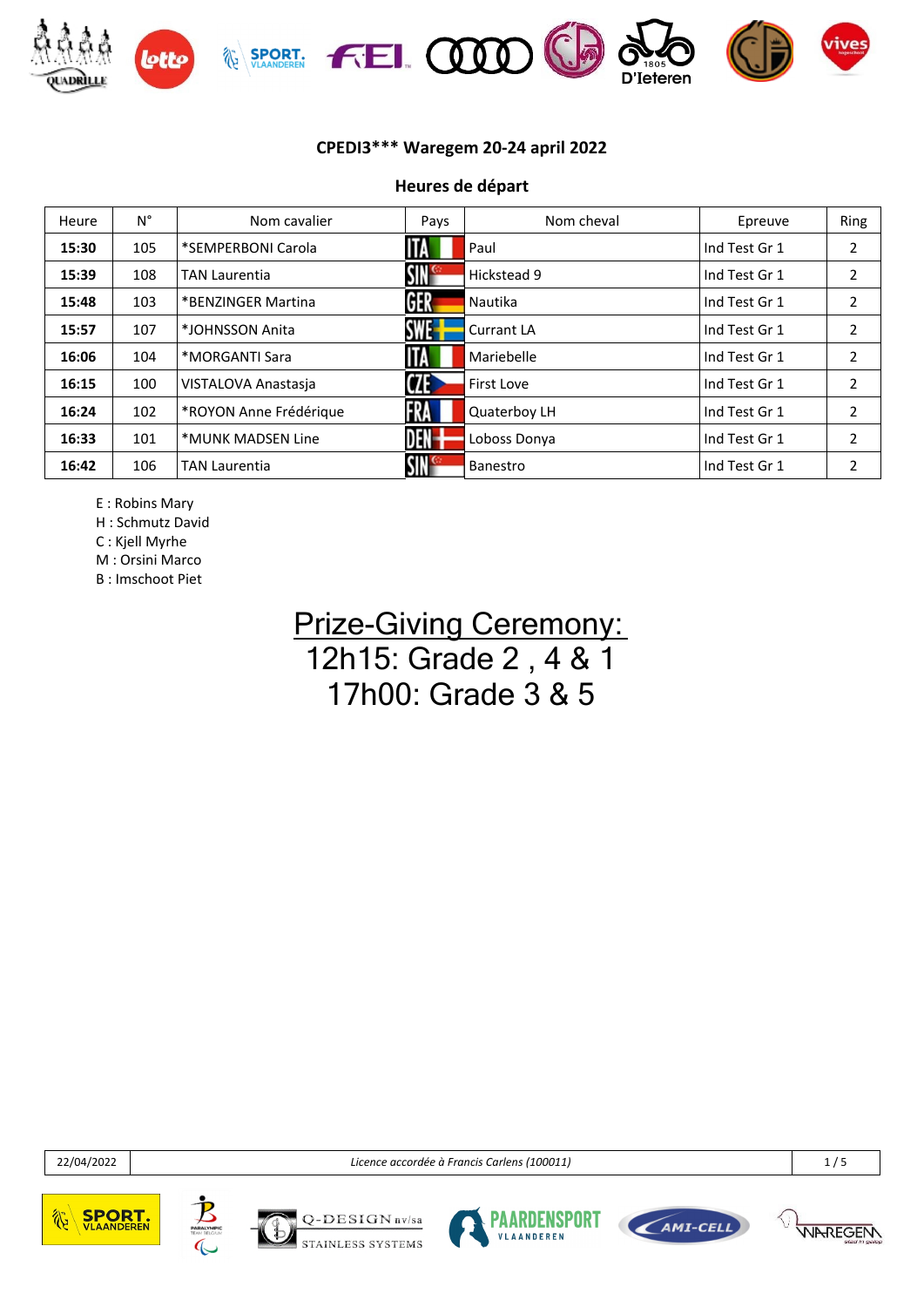## CPEDI3*** Waregem 20-24 april 2022

### Heures de départ

| Heure | N° | Nom cavalier | Pays | Nom cheval | Epreuve | Ring |
|---|---|---|---|---|---|---|
| **15:30** | 105 | *SEMPERBONI Carola | ITA | Paul | Ind Test Gr 1 | 2 |
| **15:39** | 108 | TAN Laurentia | SIN | Hickstead 9 | Ind Test Gr 1 | 2 |
| **15:48** | 103 | *BENZINGER Martina | GER | Nautika | Ind Test Gr 1 | 2 |
| **15:57** | 107 | *JOHNSSON Anita | SWE | Currant LA | Ind Test Gr 1 | 2 |
| **16:06** | 104 | *MORGANTI Sara | ITA | Mariebelle | Ind Test Gr 1 | 2 |
| **16:15** | 100 | VISTALOVA Anastasja | CZE | First Love | Ind Test Gr 1 | 2 |
| **16:24** | 102 | *ROYON Anne Frédérique | FRA | Quaterboy LH | Ind Test Gr 1 | 2 |
| **16:33** | 101 | *MUNK MADSEN Line | DEN | Loboss Donya | Ind Test Gr 1 | 2 |
| **16:42** | 106 | TAN Laurentia | SIN | Banestro | Ind Test Gr 1 | 2 |

E : Robins Mary
H : Schmutz David
C : Kjell Myrhe
M : Orsini Marco
B : Imschoot Piet

Prize-Giving Ceremony:
12h15: Grade 2 , 4 & 1
17h00: Grade 3 & 5

22/04/2022 — *Licence accordée à Francis Carlens (100011)*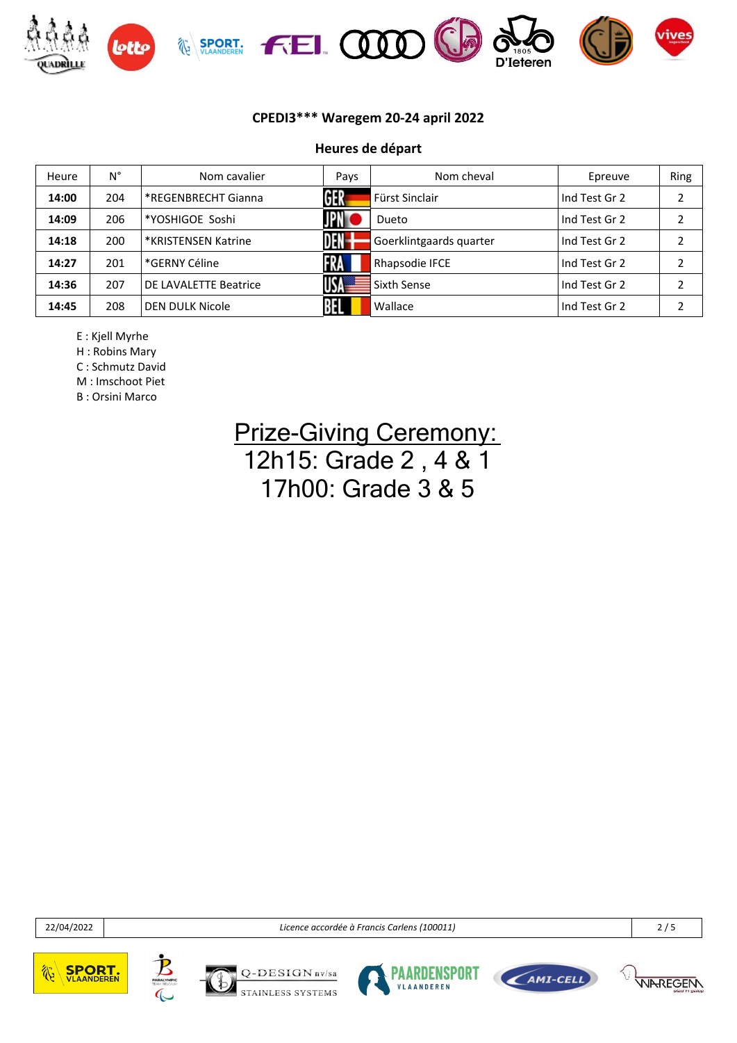## CPEDI3*** Waregem 20-24 april 2022

### Heures de départ

| Heure | N° | Nom cavalier | Pays | Nom cheval | Epreuve | Ring |
|---|---|---|---|---|---|---|
| **14:00** | 204 | *REGENBRECHT Gianna | GER | Fürst Sinclair | Ind Test Gr 2 | 2 |
| **14:09** | 206 | *YOSHIGOE Soshi | JPN | Dueto | Ind Test Gr 2 | 2 |
| **14:18** | 200 | *KRISTENSEN Katrine | DEN | Goerklintgaards quarter | Ind Test Gr 2 | 2 |
| **14:27** | 201 | *GERNY Céline | FRA | Rhapsodie IFCE | Ind Test Gr 2 | 2 |
| **14:36** | 207 | DE LAVALETTE Beatrice | USA | Sixth Sense | Ind Test Gr 2 | 2 |
| **14:45** | 208 | DEN DULK Nicole | BEL | Wallace | Ind Test Gr 2 | 2 |

E : Kjell Myrhe
H : Robins Mary
C : Schmutz David
M : Imschoot Piet
B : Orsini Marco

**Prize-Giving Ceremony:**
12h15: Grade 2 , 4 & 1
17h00: Grade 3 & 5

22/04/2022 | *Licence accordée à Francis Carlens (100011)*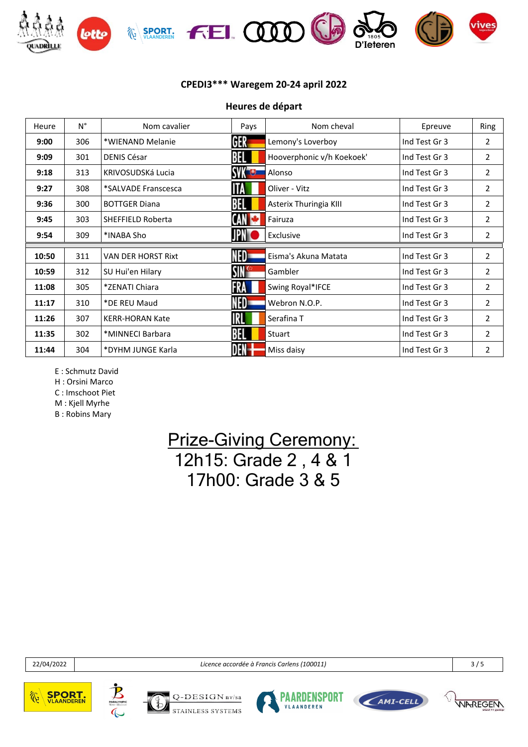# CPEDI3*** Waregem 20-24 april 2022

## Heures de départ

| Heure | N° | Nom cavalier | Pays | Nom cheval | Epreuve | Ring |
|---|---|---|---|---|---|---|
| **9:00** | 306 | *WIENAND Melanie | GER | Lemony's Loverboy | Ind Test Gr 3 | 2 |
| **9:09** | 301 | DENIS César | BEL | Hooverphonic v/h Koekoek' | Ind Test Gr 3 | 2 |
| **9:18** | 313 | KRIVOSUDSKá Lucia | SVK | Alonso | Ind Test Gr 3 | 2 |
| **9:27** | 308 | *SALVADE Franscesca | ITA | Oliver - Vitz | Ind Test Gr 3 | 2 |
| **9:36** | 300 | BOTTGER Diana | BEL | Asterix Thuringia KIII | Ind Test Gr 3 | 2 |
| **9:45** | 303 | SHEFFIELD Roberta | CAN | Fairuza | Ind Test Gr 3 | 2 |
| **9:54** | 309 | *INABA Sho | JPN | Exclusive | Ind Test Gr 3 | 2 |
| | | | | | | |
| **10:50** | 311 | VAN DER HORST Rixt | NED | Eisma's Akuna Matata | Ind Test Gr 3 | 2 |
| **10:59** | 312 | SU Hui'en Hilary | SIN | Gambler | Ind Test Gr 3 | 2 |
| **11:08** | 305 | *ZENATI Chiara | FRA | Swing Royal*IFCE | Ind Test Gr 3 | 2 |
| **11:17** | 310 | *DE REU Maud | NED | Webron N.O.P. | Ind Test Gr 3 | 2 |
| **11:26** | 307 | KERR-HORAN Kate | IRL | Serafina T | Ind Test Gr 3 | 2 |
| **11:35** | 302 | *MINNECI Barbara | BEL | Stuart | Ind Test Gr 3 | 2 |
| **11:44** | 304 | *DYHM JUNGE Karla | DEN | Miss daisy | Ind Test Gr 3 | 2 |

E : Schmutz David
H : Orsini Marco
C : Imschoot Piet
M : Kjell Myrhe
B : Robins Mary

Prize-Giving Ceremony:
12h15: Grade 2 , 4 & 1
17h00: Grade 3 & 5

22/04/2022 — *Licence accordée à Francis Carlens (100011)*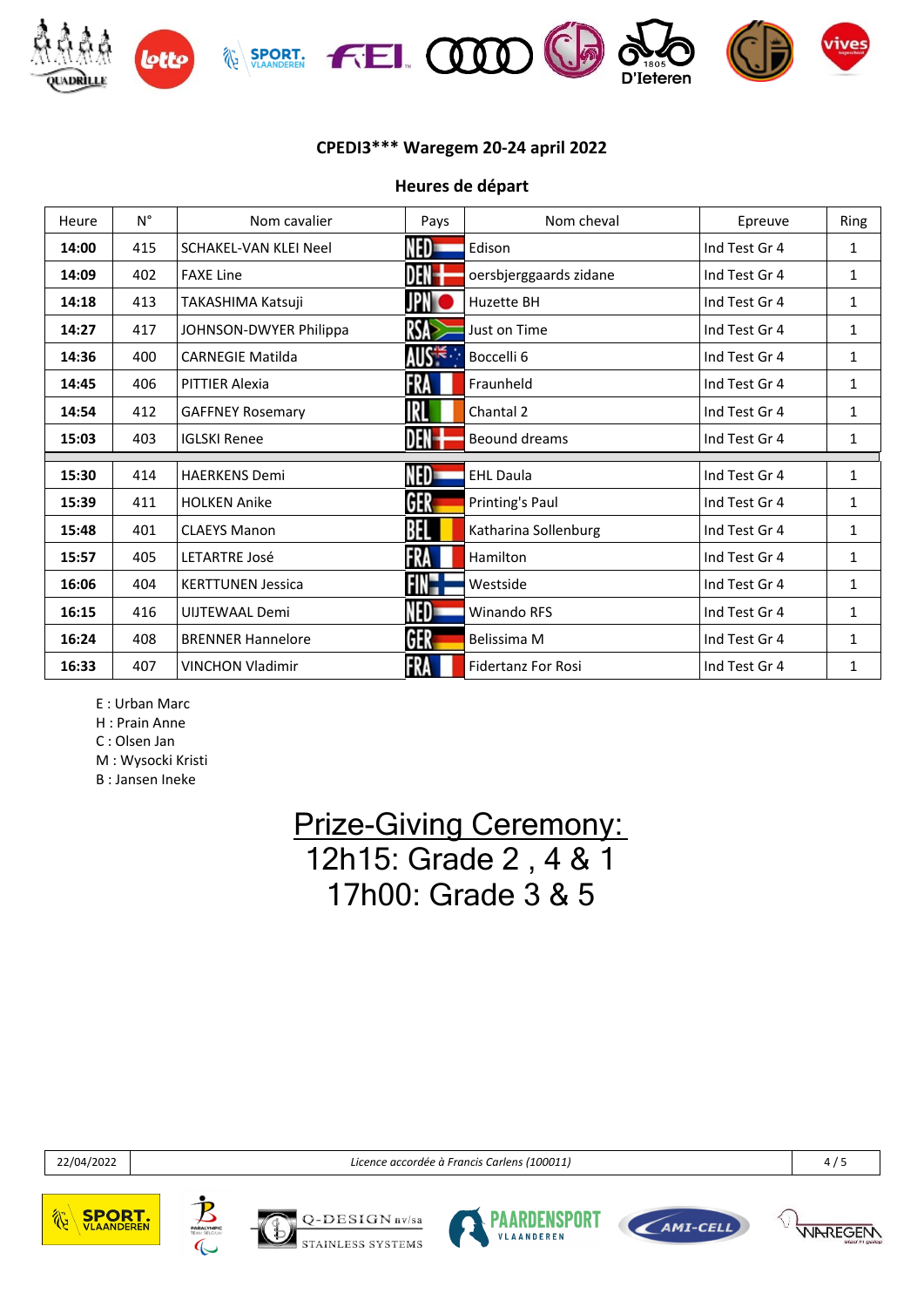**CPEDI3\*\*\* Waregem 20-24 april 2022**

**Heures de départ**

| Heure | N° | Nom cavalier | Pays | Nom cheval | Epreuve | Ring |
|---|---|---|---|---|---|---|
| **14:00** | 415 | SCHAKEL-VAN KLEI Neel | NED | Edison | Ind Test Gr 4 | 1 |
| **14:09** | 402 | FAXE Line | DEN | oersbjerggaards zidane | Ind Test Gr 4 | 1 |
| **14:18** | 413 | TAKASHIMA Katsuji | JPN | Huzette BH | Ind Test Gr 4 | 1 |
| **14:27** | 417 | JOHNSON-DWYER Philippa | RSA | Just on Time | Ind Test Gr 4 | 1 |
| **14:36** | 400 | CARNEGIE Matilda | AUS | Boccelli 6 | Ind Test Gr 4 | 1 |
| **14:45** | 406 | PITTIER Alexia | FRA | Fraunheld | Ind Test Gr 4 | 1 |
| **14:54** | 412 | GAFFNEY Rosemary | IRL | Chantal 2 | Ind Test Gr 4 | 1 |
| **15:03** | 403 | IGLSKI Renee | DEN | Beound dreams | Ind Test Gr 4 | 1 |
| **15:30** | 414 | HAERKENS Demi | NED | EHL Daula | Ind Test Gr 4 | 1 |
| **15:39** | 411 | HOLKEN Anike | GER | Printing's Paul | Ind Test Gr 4 | 1 |
| **15:48** | 401 | CLAEYS Manon | BEL | Katharina Sollenburg | Ind Test Gr 4 | 1 |
| **15:57** | 405 | LETARTRE José | FRA | Hamilton | Ind Test Gr 4 | 1 |
| **16:06** | 404 | KERTTUNEN Jessica | FIN | Westside | Ind Test Gr 4 | 1 |
| **16:15** | 416 | UIJTEWAAL Demi | NED | Winando RFS | Ind Test Gr 4 | 1 |
| **16:24** | 408 | BRENNER Hannelore | GER | Belissima M | Ind Test Gr 4 | 1 |
| **16:33** | 407 | VINCHON Vladimir | FRA | Fidertanz For Rosi | Ind Test Gr 4 | 1 |

E : Urban Marc
H : Prain Anne
C : Olsen Jan
M : Wysocki Kristi
B : Jansen Ineke

## Prize-Giving Ceremony:
## 12h15: Grade 2 , 4 & 1
## 17h00: Grade 3 & 5

22/04/2022 | *Licence accordée à Francis Carlens (100011)*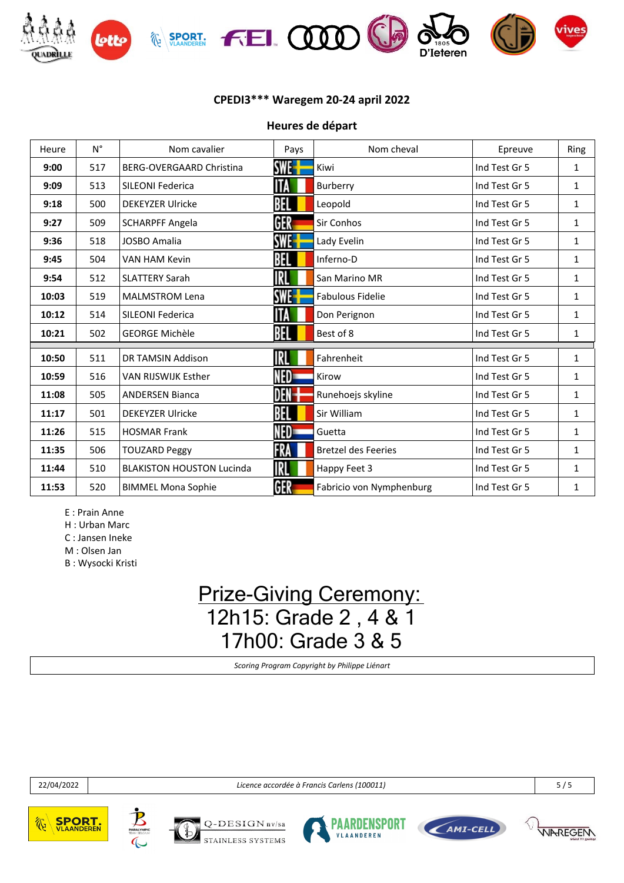## CPEDI3*** Waregem 20-24 april 2022

### Heures de départ

| Heure | N° | Nom cavalier | Pays | Nom cheval | Epreuve | Ring |
|---|---|---|---|---|---|---|
| **9:00** | 517 | BERG-OVERGAARD Christina | SWE | Kiwi | Ind Test Gr 5 | 1 |
| **9:09** | 513 | SILEONI Federica | ITA | Burberry | Ind Test Gr 5 | 1 |
| **9:18** | 500 | DEKEYZER Ulricke | BEL | Leopold | Ind Test Gr 5 | 1 |
| **9:27** | 509 | SCHARPFF Angela | GER | Sir Conhos | Ind Test Gr 5 | 1 |
| **9:36** | 518 | JOSBO Amalia | SWE | Lady Evelin | Ind Test Gr 5 | 1 |
| **9:45** | 504 | VAN HAM Kevin | BEL | Inferno-D | Ind Test Gr 5 | 1 |
| **9:54** | 512 | SLATTERY Sarah | IRL | San Marino MR | Ind Test Gr 5 | 1 |
| **10:03** | 519 | MALMSTROM Lena | SWE | Fabulous Fidelie | Ind Test Gr 5 | 1 |
| **10:12** | 514 | SILEONI Federica | ITA | Don Perignon | Ind Test Gr 5 | 1 |
| **10:21** | 502 | GEORGE Michèle | BEL | Best of 8 | Ind Test Gr 5 | 1 |
| **10:50** | 511 | DR TAMSIN Addison | IRL | Fahrenheit | Ind Test Gr 5 | 1 |
| **10:59** | 516 | VAN RIJSWIJK Esther | NED | Kirow | Ind Test Gr 5 | 1 |
| **11:08** | 505 | ANDERSEN Bianca | DEN | Runehoejs skyline | Ind Test Gr 5 | 1 |
| **11:17** | 501 | DEKEYZER Ulricke | BEL | Sir William | Ind Test Gr 5 | 1 |
| **11:26** | 515 | HOSMAR Frank | NED | Guetta | Ind Test Gr 5 | 1 |
| **11:35** | 506 | TOUZARD Peggy | FRA | Bretzel des Feeries | Ind Test Gr 5 | 1 |
| **11:44** | 510 | BLAKISTON HOUSTON Lucinda | IRL | Happy Feet 3 | Ind Test Gr 5 | 1 |
| **11:53** | 520 | BIMMEL Mona Sophie | GER | Fabricio von Nymphenburg | Ind Test Gr 5 | 1 |

E : Prain Anne
H : Urban Marc
C : Jansen Ineke
M : Olsen Jan
B : Wysocki Kristi

<u>Prize-Giving Ceremony:</u>
12h15: Grade 2 , 4 & 1
17h00: Grade 3 & 5

*Scoring Program Copyright by Philippe Liénart*

22/04/2022 | *Licence accordée à Francis Carlens (100011)*